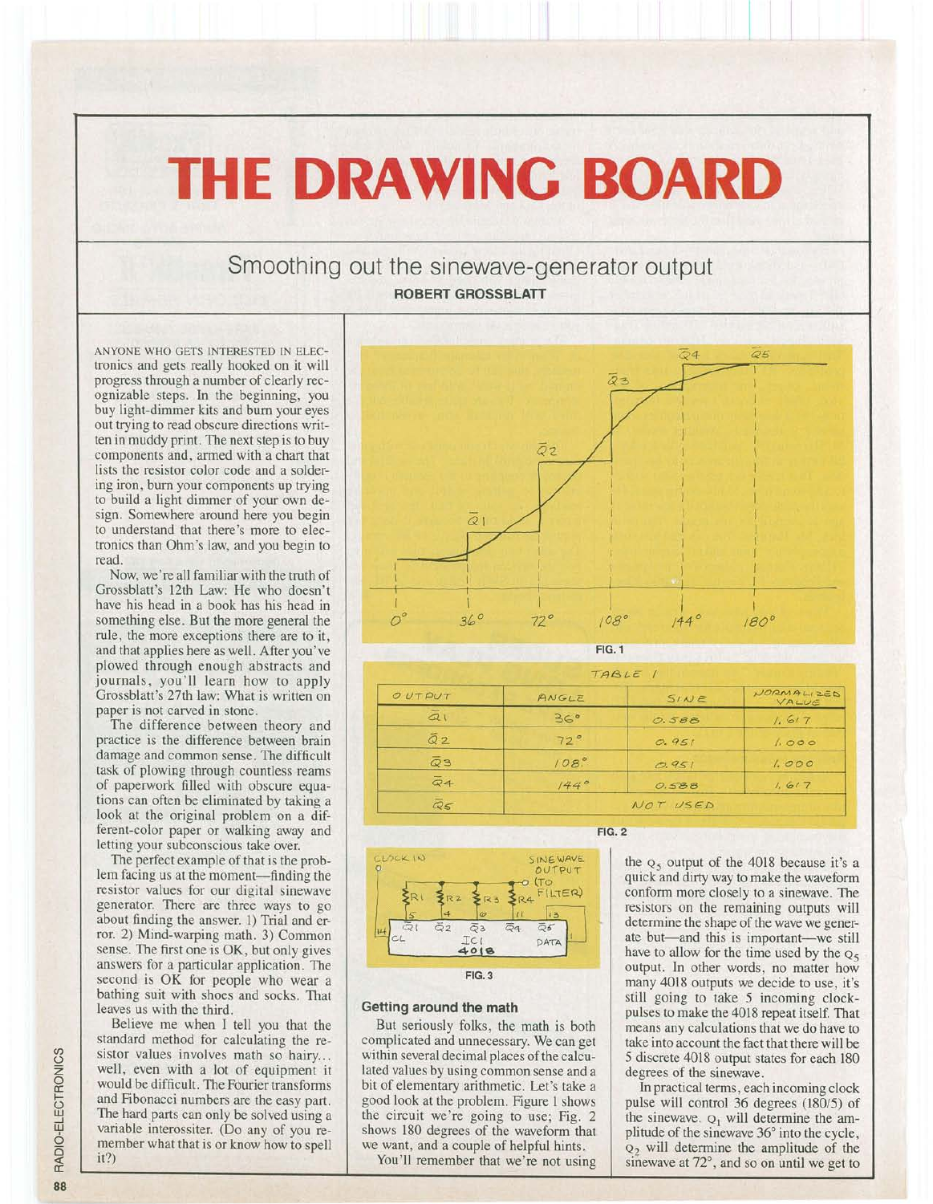# THE DRAWING BOARD

## Smoothing out the sinewave-generator output

**ROBERT GROSSBLATT**

ANYONE WHO GETS INTERESTED IN ELECtronics and gets really hooked on it will progress through a number of clearly recognizable steps. In the beginning, you buy light-dimmer kits and burn your eyes out trying to read obscure directions written in muddy print. The next step is to buy components and, armed with a chart that lists the resistor color code and a soldering iron, burn your components up trying to build a light dimmer of your own design. Somewhere around here you begin to understand that there's more to electronics than Ohm's law, and you begin to read.

Now, we're all familiar with the truth of Grossblatt's 12th Law: He who doesn't have his head in a book has his head in something else. But the more general the rule, the more exceptions there are to it, and that applies here as well. After you've plowed through enough abstracts and journals, you'll learn how to apply Grossblatt's 27th law: What is written on paper is not carved in stone.

The difference between theory and practice is the difference between brain damage and common sense. The difficult task of plowing through countless reams of paperwork filled with obscure equations can often be eliminated by taking a look at the original problem on a different-color paper or walking away and letting your subconscious take over.

The perfect example of that is the problem facing us at the moment—finding the resistor values for our digital sinewave generator. There are three ways to go about finding the answer. 1) Trial and error. 2) Mind-warping math. 3) Common sense. The first one is OK, but only gives answers for a particular application. The second is OK for people who wear a bathing suit with shoes and socks. That leaves us with the third.

Believe me when I tell you that the standard method for calculating the resistor values involves math so hairy... well, even with a lot of equipment it would be difficult. The Fourier transforms and Fibonacci numbers are the easy part. The hard parts can only be solved using a variable interossiter. (Do any of you remember what that is or know how to spell it?)

FIG. 1

TABLE 1

| OUTPUT | ANGLE | SINE | NORMALIZED VALUE |
|---|---|---|---|
| $\bar{Q}1$ | 36° | 0.588 | 1.617 |
| $\bar{Q}2$ | 72° | 0.951 | 1.000 |
| $\bar{Q}3$ | 108° | 0.951 | 1.000 |
| $\bar{Q}4$ | 144° | 0.588 | 1.617 |
| $\bar{Q}5$ | NOT USED | | |

FIG. 2

FIG. 3

### Getting around the math

But seriously folks, the math is both complicated and unnecessary. We can get within several decimal places of the calculated values by using common sense and a bit of elementary arithmetic. Let's take a good look at the problem. Figure 1 shows the circuit we're going to use; Fig. 2 shows 180 degrees of the waveform that we want, and a couple of helpful hints.

You'll remember that we're not using the $Q_5$ output of the 4018 because it's a quick and dirty way to make the waveform conform more closely to a sinewave. The resistors on the remaining outputs will determine the shape of the wave we generate but—and this is important—we still have to allow for the time used by the $Q_5$ output. In other words, no matter how many 4018 outputs we decide to use, it's still going to take 5 incoming clock-pulses to make the 4018 repeat itself. That means any calculations that we do have to take into account the fact that there will be 5 discrete 4018 output states for each 180 degrees of the sinewave.

In practical terms, each incoming clock pulse will control 36 degrees (180/5) of the sinewave. $Q_1$ will determine the amplitude of the sinewave 36° into the cycle, $Q_2$ will determine the amplitude of the sinewave at 72°, and so on until we get to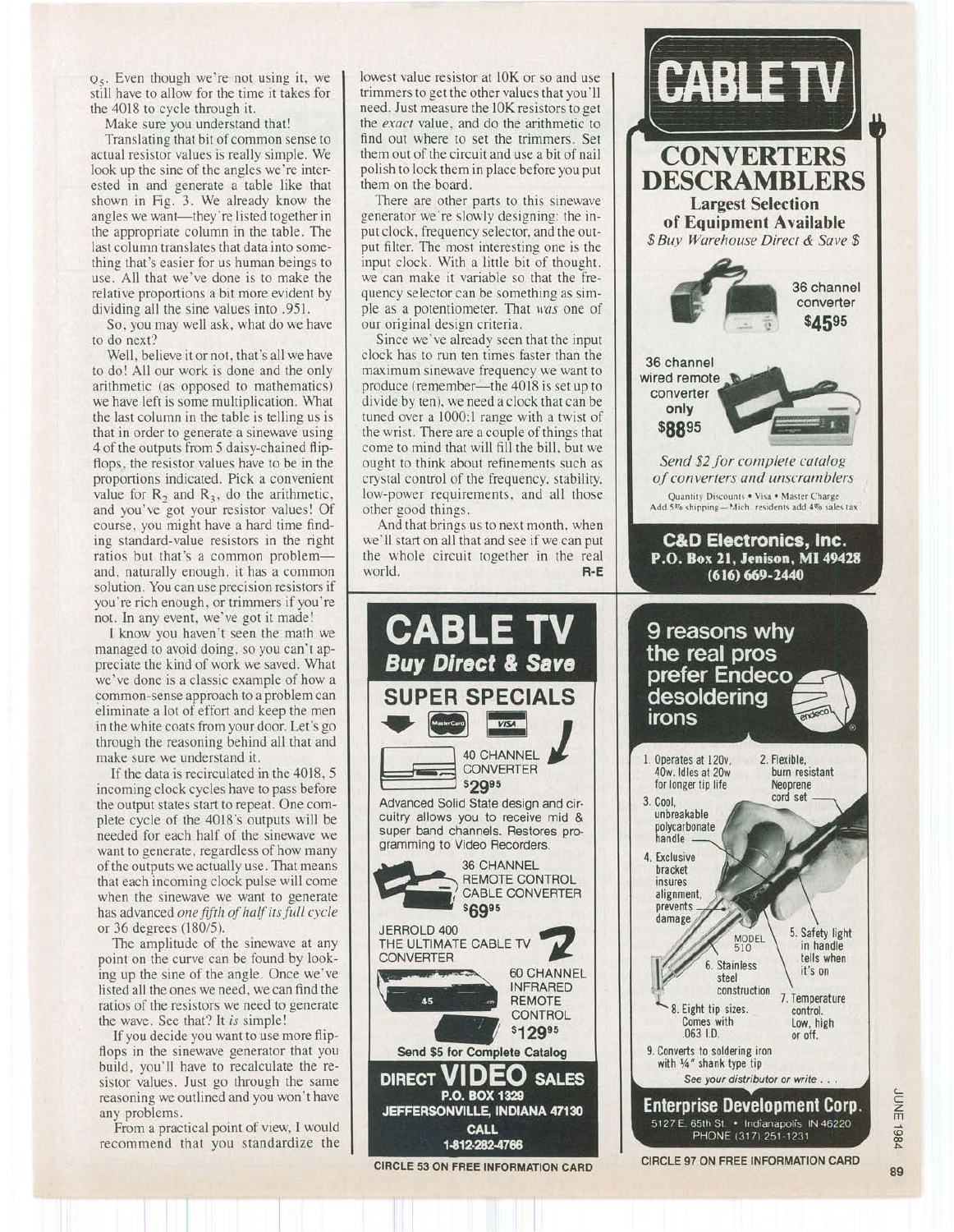$Q_5$. Even though we're not using it, we still have to allow for the time it takes for the 4018 to cycle through it.

Make sure you understand that!

Translating that bit of common sense to actual resistor values is really simple. We look up the sine of the angles we're interested in and generate a table like that shown in Fig. 3. We already know the angles we want—they're listed together in the appropriate column in the table. The last column translates that data into something that's easier for us human beings to use. All that we've done is to make the relative proportions a bit more evident by dividing all the sine values into .951.

So, you may well ask, what do we have to do next?

Well, believe it or not, that's all we have to do! All our work is done and the only arithmetic (as opposed to mathematics) we have left is some multiplication. What the last column in the table is telling us is that in order to generate a sinewave using 4 of the outputs from 5 daisy-chained flip-flops, the resistor values have to be in the proportions indicated. Pick a convenient value for $R_2$ and $R_3$, do the arithmetic, and you've got your resistor values! Of course, you might have a hard time finding standard-value resistors in the right ratios but that's a common problem—and, naturally enough, it has a common solution. You can use precision resistors if you're rich enough, or trimmers if you're not. In any event, we've got it made!

I know you haven't seen the math we managed to avoid doing, so you can't appreciate the kind of work we saved. What we've done is a classic example of how a common-sense approach to a problem can eliminate a lot of effort and keep the men in the white coats from your door. Let's go through the reasoning behind all that and make sure we understand it.

If the data is recirculated in the 4018, 5 incoming clock cycles have to pass before the output states start to repeat. One complete cycle of the 4018's outputs will be needed for each half of the sinewave we want to generate, regardless of how many of the outputs we actually use. That means that each incoming clock pulse will come when the sinewave we want to generate has advanced *one fifth of half its full cycle* or 36 degrees (180/5).

The amplitude of the sinewave at any point on the curve can be found by looking up the sine of the angle. Once we've listed all the ones we need, we can find the ratios of the resistors we need to generate the wave. See that? It *is* simple!

If you decide you want to use more flip-flops in the sinewave generator that you build, you'll have to recalculate the resistor values. Just go through the same reasoning we outlined and you won't have any problems.

From a practical point of view, I would recommend that you standardize the lowest value resistor at 10K or so and use trimmers to get the other values that you'll need. Just measure the 10K resistors to get the *exact* value, and do the arithmetic to find out where to set the trimmers. Set them out of the circuit and use a bit of nail polish to lock them in place before you put them on the board.

There are other parts to this sinewave generator we're slowly designing: the input clock, frequency selector, and the output filter. The most interesting one is the input clock. With a little bit of thought, we can make it variable so that the frequency selector can be something as simple as a potentiometer. That *was* one of our original design criteria.

Since we've already seen that the input clock has to run ten times faster than the maximum sinewave frequency we want to produce (remember—the 4018 is set up to divide by ten), we need a clock that can be tuned over a 1000:1 range with a twist of the wrist. There are a couple of things that come to mind that will fill the bill, but we ought to think about refinements such as crystal control of the frequency, stability, low-power requirements, and all those other good things.

And that brings us to next month, when we'll start on all that and see if we can put the whole circuit together in the real world. **R-E**

---

# CABLE TV
## Buy Direct & Save
### SUPER SPECIALS

MasterCard VISA

40 CHANNEL CONVERTER $29^{95}$

Advanced Solid State design and circuitry allows you to receive mid & super band channels. Restores programming to Video Recorders.

36 CHANNEL REMOTE CONTROL CABLE CONVERTER $69^{95}$

JERROLD 400 THE ULTIMATE CABLE TV CONVERTER

60 CHANNEL INFRARED REMOTE CONTROL $129^{95}$

**Send $5 for Complete Catalog**

**DIRECT VIDEO SALES**
P.O. BOX 1329
JEFFERSONVILLE, INDIANA 47130
CALL
1-812-282-4766

CIRCLE 53 ON FREE INFORMATION CARD

---

# CABLE TV
## CONVERTERS DESCRAMBLERS

**Largest Selection of Equipment Available**

*$ Buy Warehouse Direct & Save $*

36 channel converter $45^{95}$

36 channel wired remote converter only $88^{95}$

*Send $2 for complete catalog of converters and unscramblers*

Quantity Discounts • Visa • Master Charge
Add 5% shipping—Mich. residents add 4% sales tax

**C&D Electronics, Inc.**
**P.O. Box 21, Jenison, MI 49428**
**(616) 669-2440**

---

## 9 reasons why the real pros prefer Endeco desoldering irons

1. Operates at 120v, 40w. Idles at 20w for longer tip life
2. Flexible, burn resistant Neoprene cord set
3. Cool, unbreakable polycarbonate handle
4. Exclusive bracket insures alignment, prevents damage
5. Safety light in handle tells when it's on
6. Stainless steel construction
7. Temperature control. Low, high or off.
8. Eight tip sizes. Comes with .063 I.D.
9. Converts to soldering iron with ¼" shank type tip

MODEL 510

*See your distributor or write . . .*

**Enterprise Development Corp.**
5127 E. 65th St. • Indianapolis, IN 46220
PHONE (317) 251-1231

CIRCLE 97 ON FREE INFORMATION CARD